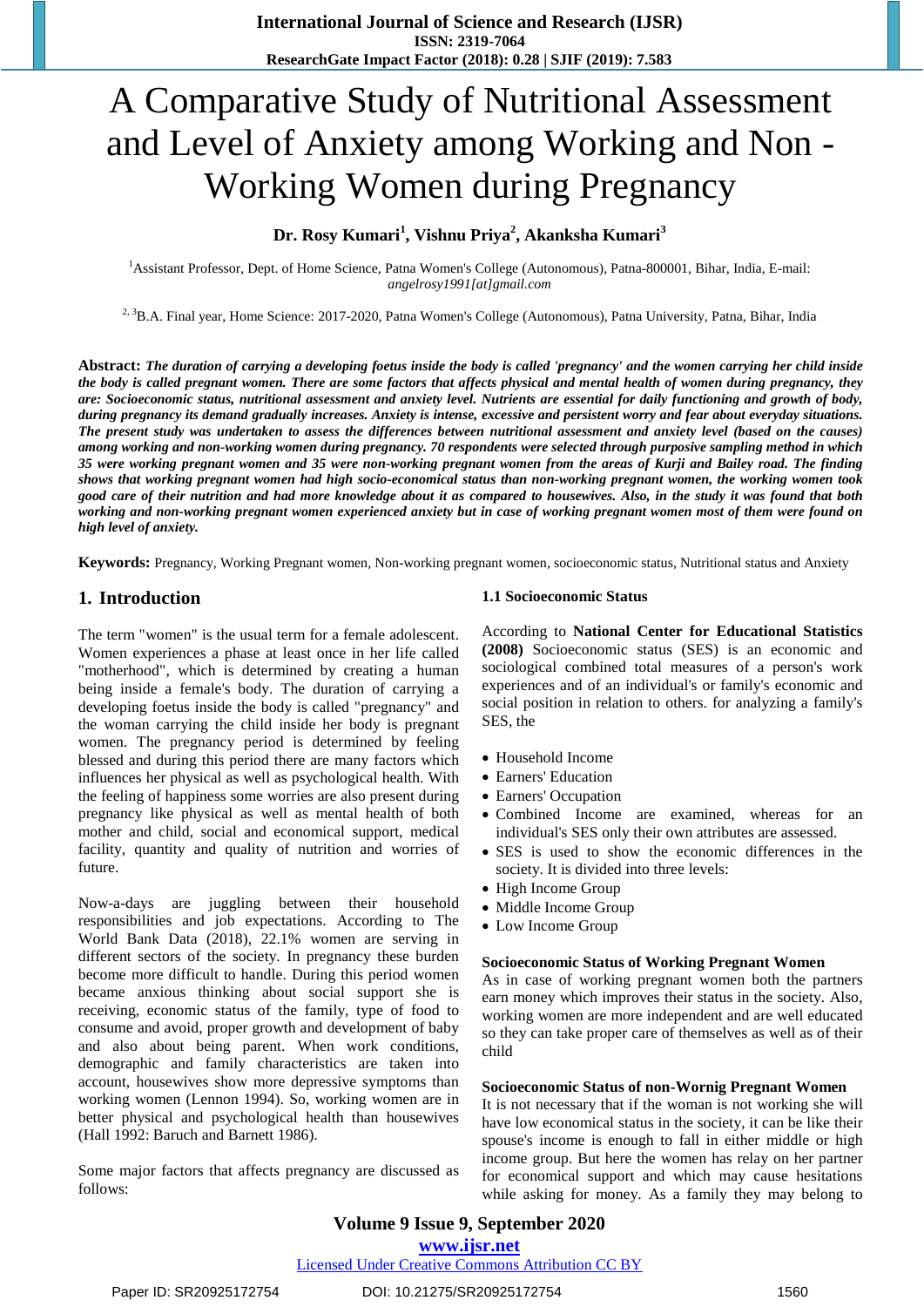# A Comparative Study of Nutritional Assessment and Level of Anxiety among Working and Non - Working Women during Pregnancy

**Dr. Rosy Kumari[1], Vishnu Priya[2], Akanksha Kumari[3]**

[1]Assistant Professor, Dept. of Home Science, Patna Women's College (Autonomous), Patna-800001, Bihar, India, E-mail: *angelrosy1991[at]gmail.com*

[2, 3]B.A. Final year, Home Science: 2017-2020, Patna Women's College (Autonomous), Patna University, Patna, Bihar, India

**Abstract:** ***The duration of carrying a developing foetus inside the body is called 'pregnancy' and the women carrying her child inside the body is called pregnant women. There are some factors that affects physical and mental health of women during pregnancy, they are: Socioeconomic status, nutritional assessment and anxiety level. Nutrients are essential for daily functioning and growth of body, during pregnancy its demand gradually increases. Anxiety is intense, excessive and persistent worry and fear about everyday situations. The present study was undertaken to assess the differences between nutritional assessment and anxiety level (based on the causes) among working and non-working women during pregnancy. 70 respondents were selected through purposive sampling method in which 35 were working pregnant women and 35 were non-working pregnant women from the areas of Kurji and Bailey road. The finding shows that working pregnant women had high socio-economical status than non-working pregnant women, the working women took good care of their nutrition and had more knowledge about it as compared to housewives. Also, in the study it was found that both working and non-working pregnant women experienced anxiety but in case of working pregnant women most of them were found on high level of anxiety.***

**Keywords:** Pregnancy, Working Pregnant women, Non-working pregnant women, socioeconomic status, Nutritional status and Anxiety

## 1. Introduction

The term "women" is the usual term for a female adolescent. Women experiences a phase at least once in her life called "motherhood", which is determined by creating a human being inside a female's body. The duration of carrying a developing foetus inside the body is called "pregnancy" and the woman carrying the child inside her body is pregnant women. The pregnancy period is determined by feeling blessed and during this period there are many factors which influences her physical as well as psychological health. With the feeling of happiness some worries are also present during pregnancy like physical as well as mental health of both mother and child, social and economical support, medical facility, quantity and quality of nutrition and worries of future.

Now-a-days are juggling between their household responsibilities and job expectations. According to The World Bank Data (2018), 22.1% women are serving in different sectors of the society. In pregnancy these burden become more difficult to handle. During this period women became anxious thinking about social support she is receiving, economic status of the family, type of food to consume and avoid, proper growth and development of baby and also about being parent. When work conditions, demographic and family characteristics are taken into account, housewives show more depressive symptoms than working women (Lennon 1994). So, working women are in better physical and psychological health than housewives (Hall 1992: Baruch and Barnett 1986).

Some major factors that affects pregnancy are discussed as follows:

### 1.1 Socioeconomic Status

According to **National Center for Educational Statistics (2008)** Socioeconomic status (SES) is an economic and sociological combined total measures of a person's work experiences and of an individual's or family's economic and social position in relation to others. for analyzing a family's SES, the

- Household Income
- Earners' Education
- Earners' Occupation
- Combined Income are examined, whereas for an individual's SES only their own attributes are assessed.
- SES is used to show the economic differences in the society. It is divided into three levels:
- High Income Group
- Middle Income Group
- Low Income Group

**Socioeconomic Status of Working Pregnant Women**

As in case of working pregnant women both the partners earn money which improves their status in the society. Also, working women are more independent and are well educated so they can take proper care of themselves as well as of their child

**Socioeconomic Status of non-Wornig Pregnant Women**

It is not necessary that if the woman is not working she will have low economical status in the society, it can be like their spouse's income is enough to fall in either middle or high income group. But here the women has relay on her partner for economical support and which may cause hesitations while asking for money. As a family they may belong to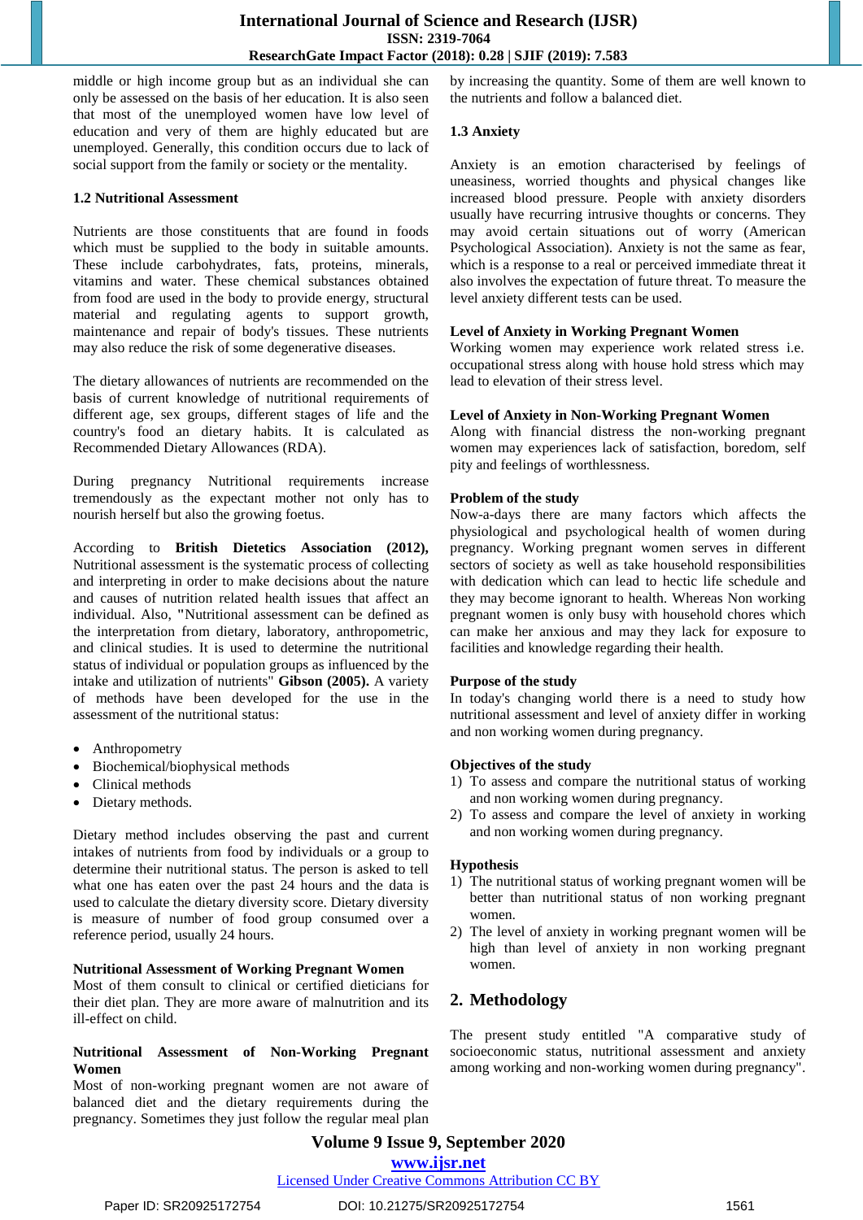middle or high income group but as an individual she can only be assessed on the basis of her education. It is also seen that most of the unemployed women have low level of education and very of them are highly educated but are unemployed. Generally, this condition occurs due to lack of social support from the family or society or the mentality.

### 1.2 Nutritional Assessment

Nutrients are those constituents that are found in foods which must be supplied to the body in suitable amounts. These include carbohydrates, fats, proteins, minerals, vitamins and water. These chemical substances obtained from food are used in the body to provide energy, structural material and regulating agents to support growth, maintenance and repair of body's tissues. These nutrients may also reduce the risk of some degenerative diseases.

The dietary allowances of nutrients are recommended on the basis of current knowledge of nutritional requirements of different age, sex groups, different stages of life and the country's food an dietary habits. It is calculated as Recommended Dietary Allowances (RDA).

During pregnancy Nutritional requirements increase tremendously as the expectant mother not only has to nourish herself but also the growing foetus.

According to **British Dietetics Association (2012),** Nutritional assessment is the systematic process of collecting and interpreting in order to make decisions about the nature and causes of nutrition related health issues that affect an individual. Also, **"**Nutritional assessment can be defined as the interpretation from dietary, laboratory, anthropometric, and clinical studies. It is used to determine the nutritional status of individual or population groups as influenced by the intake and utilization of nutrients" **Gibson (2005).** A variety of methods have been developed for the use in the assessment of the nutritional status:

- Anthropometry
- Biochemical/biophysical methods
- Clinical methods
- Dietary methods.

Dietary method includes observing the past and current intakes of nutrients from food by individuals or a group to determine their nutritional status. The person is asked to tell what one has eaten over the past 24 hours and the data is used to calculate the dietary diversity score. Dietary diversity is measure of number of food group consumed over a reference period, usually 24 hours.

**Nutritional Assessment of Working Pregnant Women**

Most of them consult to clinical or certified dieticians for their diet plan. They are more aware of malnutrition and its ill-effect on child.

**Nutritional Assessment of Non-Working Pregnant Women**

Most of non-working pregnant women are not aware of balanced diet and the dietary requirements during the pregnancy. Sometimes they just follow the regular meal plan by increasing the quantity. Some of them are well known to the nutrients and follow a balanced diet.

### 1.3 Anxiety

Anxiety is an emotion characterised by feelings of uneasiness, worried thoughts and physical changes like increased blood pressure. People with anxiety disorders usually have recurring intrusive thoughts or concerns. They may avoid certain situations out of worry (American Psychological Association). Anxiety is not the same as fear, which is a response to a real or perceived immediate threat it also involves the expectation of future threat. To measure the level anxiety different tests can be used.

**Level of Anxiety in Working Pregnant Women**

Working women may experience work related stress i.e. occupational stress along with house hold stress which may lead to elevation of their stress level.

**Level of Anxiety in Non-Working Pregnant Women**

Along with financial distress the non-working pregnant women may experiences lack of satisfaction, boredom, self pity and feelings of worthlessness.

**Problem of the study**

Now-a-days there are many factors which affects the physiological and psychological health of women during pregnancy. Working pregnant women serves in different sectors of society as well as take household responsibilities with dedication which can lead to hectic life schedule and they may become ignorant to health. Whereas Non working pregnant women is only busy with household chores which can make her anxious and may they lack for exposure to facilities and knowledge regarding their health.

**Purpose of the study**

In today's changing world there is a need to study how nutritional assessment and level of anxiety differ in working and non working women during pregnancy.

**Objectives of the study**

1) To assess and compare the nutritional status of working and non working women during pregnancy.
2) To assess and compare the level of anxiety in working and non working women during pregnancy.

**Hypothesis**

1) The nutritional status of working pregnant women will be better than nutritional status of non working pregnant women.
2) The level of anxiety in working pregnant women will be high than level of anxiety in non working pregnant women.

## 2. Methodology

The present study entitled "A comparative study of socioeconomic status, nutritional assessment and anxiety among working and non-working women during pregnancy".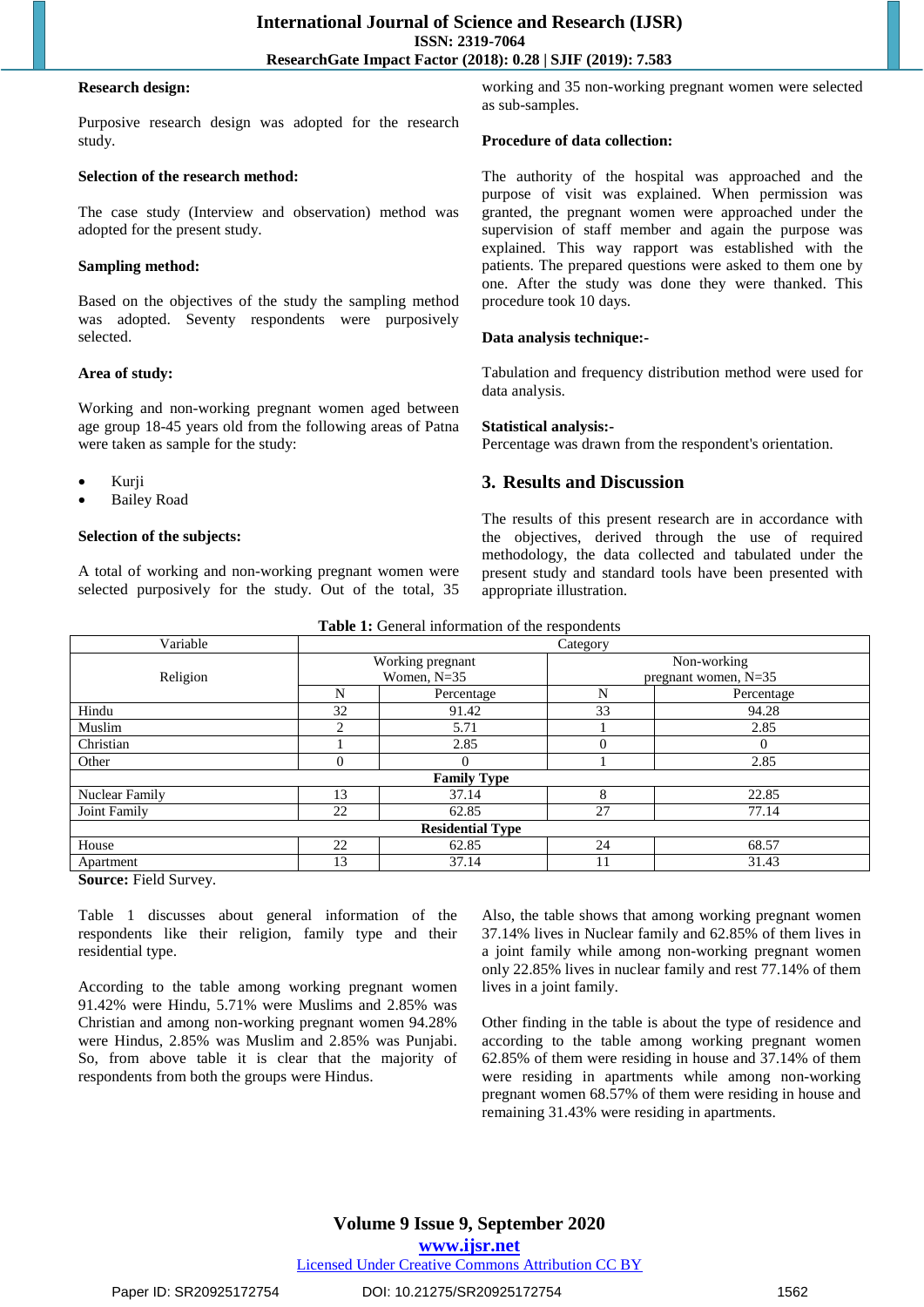**Research design:**

Purposive research design was adopted for the research study.

**Selection of the research method:**

The case study (Interview and observation) method was adopted for the present study.

**Sampling method:**

Based on the objectives of the study the sampling method was adopted. Seventy respondents were purposively selected.

**Area of study:**

Working and non-working pregnant women aged between age group 18-45 years old from the following areas of Patna were taken as sample for the study:

- Kurji
- Bailey Road

**Selection of the subjects:**

A total of working and non-working pregnant women were selected purposively for the study. Out of the total, 35 working and 35 non-working pregnant women were selected as sub-samples.

**Procedure of data collection:**

The authority of the hospital was approached and the purpose of visit was explained. When permission was granted, the pregnant women were approached under the supervision of staff member and again the purpose was explained. This way rapport was established with the patients. The prepared questions were asked to them one by one. After the study was done they were thanked. This procedure took 10 days.

**Data analysis technique:-**

Tabulation and frequency distribution method were used for data analysis.

**Statistical analysis:-**
Percentage was drawn from the respondent's orientation.

## 3. Results and Discussion

The results of this present research are in accordance with the objectives, derived through the use of required methodology, the data collected and tabulated under the present study and standard tools have been presented with appropriate illustration.

**Table 1:** General information of the respondents

| Variable | Category | | | |
|---|---|---|---|---|
| Religion | Working pregnant Women, N=35 | | Non-working pregnant women, N=35 | |
| | N | Percentage | N | Percentage |
| Hindu | 32 | 91.42 | 33 | 94.28 |
| Muslim | 2 | 5.71 | 1 | 2.85 |
| Christian | 1 | 2.85 | 0 | 0 |
| Other | 0 | 0 | 1 | 2.85 |
| **Family Type** | | | | |
| Nuclear Family | 13 | 37.14 | 8 | 22.85 |
| Joint Family | 22 | 62.85 | 27 | 77.14 |
| **Residential Type** | | | | |
| House | 22 | 62.85 | 24 | 68.57 |
| Apartment | 13 | 37.14 | 11 | 31.43 |

**Source:** Field Survey.

Table 1 discusses about general information of the respondents like their religion, family type and their residential type.

According to the table among working pregnant women 91.42% were Hindu, 5.71% were Muslims and 2.85% was Christian and among non-working pregnant women 94.28% were Hindus, 2.85% was Muslim and 2.85% was Punjabi. So, from above table it is clear that the majority of respondents from both the groups were Hindus.

Also, the table shows that among working pregnant women 37.14% lives in Nuclear family and 62.85% of them lives in a joint family while among non-working pregnant women only 22.85% lives in nuclear family and rest 77.14% of them lives in a joint family.

Other finding in the table is about the type of residence and according to the table among working pregnant women 62.85% of them were residing in house and 37.14% of them were residing in apartments while among non-working pregnant women 68.57% of them were residing in house and remaining 31.43% were residing in apartments.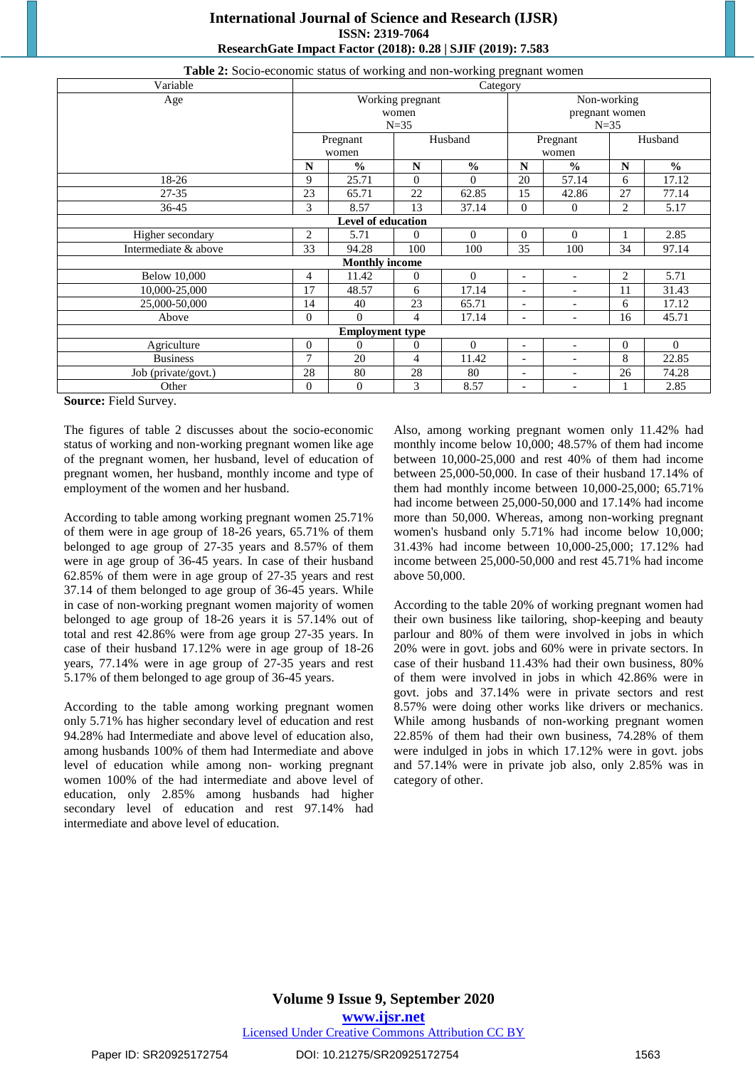**Table 2:** Socio-economic status of working and non-working pregnant women

| Variable | Category | | | | | | | |
|---|---|---|---|---|---|---|---|---|
| Age | Working pregnant women N=35 | | | | Non-working pregnant women N=35 | | | |
| | Pregnant women | | Husband | | Pregnant women | | Husband | |
| | N | % | N | % | N | % | N | % |
| 18-26 | 9 | 25.71 | 0 | 0 | 20 | 57.14 | 6 | 17.12 |
| 27-35 | 23 | 65.71 | 22 | 62.85 | 15 | 42.86 | 27 | 77.14 |
| 36-45 | 3 | 8.57 | 13 | 37.14 | 0 | 0 | 2 | 5.17 |
| **Level of education** | | | | | | | | |
| Higher secondary | 2 | 5.71 | 0 | 0 | 0 | 0 | 1 | 2.85 |
| Intermediate & above | 33 | 94.28 | 100 | 100 | 35 | 100 | 34 | 97.14 |
| **Monthly income** | | | | | | | | |
| Below 10,000 | 4 | 11.42 | 0 | 0 | - | - | 2 | 5.71 |
| 10,000-25,000 | 17 | 48.57 | 6 | 17.14 | - | - | 11 | 31.43 |
| 25,000-50,000 | 14 | 40 | 23 | 65.71 | - | - | 6 | 17.12 |
| Above | 0 | 0 | 4 | 17.14 | - | - | 16 | 45.71 |
| **Employment type** | | | | | | | | |
| Agriculture | 0 | 0 | 0 | 0 | - | - | 0 | 0 |
| Business | 7 | 20 | 4 | 11.42 | - | - | 8 | 22.85 |
| Job (private/govt.) | 28 | 80 | 28 | 80 | - | - | 26 | 74.28 |
| Other | 0 | 0 | 3 | 8.57 | - | - | 1 | 2.85 |

**Source:** Field Survey.

The figures of table 2 discusses about the socio-economic status of working and non-working pregnant women like age of the pregnant women, her husband, level of education of pregnant women, her husband, monthly income and type of employment of the women and her husband.

According to table among working pregnant women 25.71% of them were in age group of 18-26 years, 65.71% of them belonged to age group of 27-35 years and 8.57% of them were in age group of 36-45 years. In case of their husband 62.85% of them were in age group of 27-35 years and rest 37.14 of them belonged to age group of 36-45 years. While in case of non-working pregnant women majority of women belonged to age group of 18-26 years it is 57.14% out of total and rest 42.86% were from age group 27-35 years. In case of their husband 17.12% were in age group of 18-26 years, 77.14% were in age group of 27-35 years and rest 5.17% of them belonged to age group of 36-45 years.

According to the table among working pregnant women only 5.71% has higher secondary level of education and rest 94.28% had Intermediate and above level of education also, among husbands 100% of them had Intermediate and above level of education while among non- working pregnant women 100% of the had intermediate and above level of education, only 2.85% among husbands had higher secondary level of education and rest 97.14% had intermediate and above level of education.

Also, among working pregnant women only 11.42% had monthly income below 10,000; 48.57% of them had income between 10,000-25,000 and rest 40% of them had income between 25,000-50,000. In case of their husband 17.14% of them had monthly income between 10,000-25,000; 65.71% had income between 25,000-50,000 and 17.14% had income more than 50,000. Whereas, among non-working pregnant women's husband only 5.71% had income below 10,000; 31.43% had income between 10,000-25,000; 17.12% had income between 25,000-50,000 and rest 45.71% had income above 50,000.

According to the table 20% of working pregnant women had their own business like tailoring, shop-keeping and beauty parlour and 80% of them were involved in jobs in which 20% were in govt. jobs and 60% were in private sectors. In case of their husband 11.43% had their own business, 80% of them were involved in jobs in which 42.86% were in govt. jobs and 37.14% were in private sectors and rest 8.57% were doing other works like drivers or mechanics. While among husbands of non-working pregnant women 22.85% of them had their own business, 74.28% of them were indulged in jobs in which 17.12% were in govt. jobs and 57.14% were in private job also, only 2.85% was in category of other.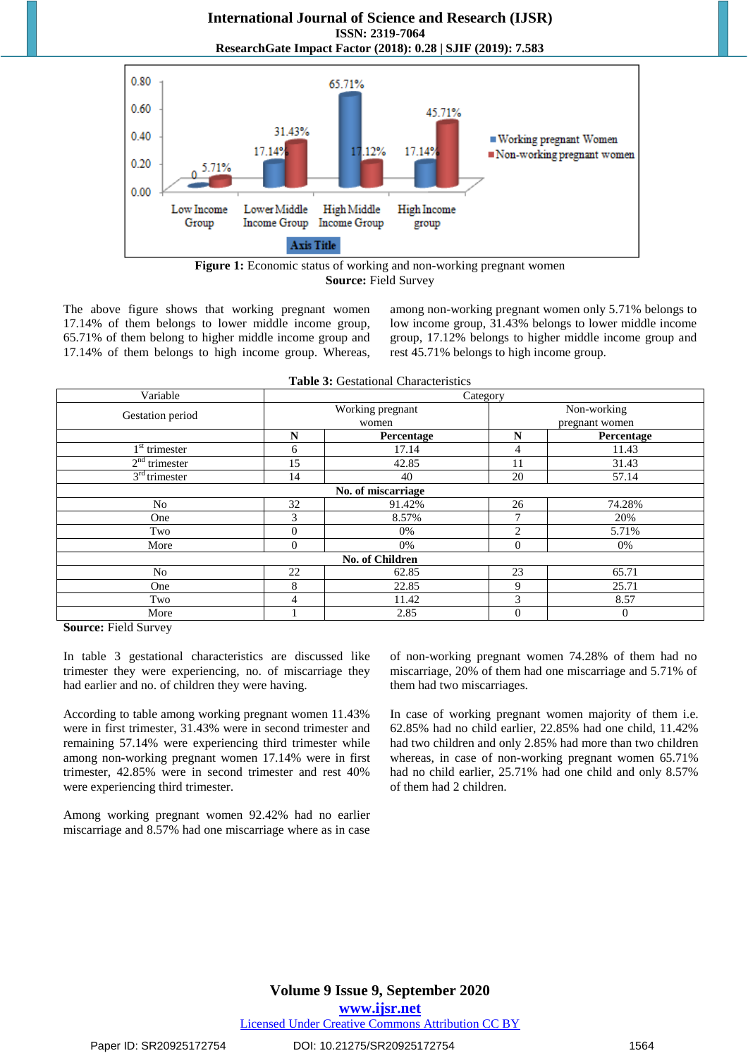**Figure 1:** Economic status of working and non-working pregnant women
**Source:** Field Survey

The above figure shows that working pregnant women 17.14% of them belongs to lower middle income group, 65.71% of them belong to higher middle income group and 17.14% of them belongs to high income group. Whereas, among non-working pregnant women only 5.71% belongs to low income group, 31.43% belongs to lower middle income group, 17.12% belongs to higher middle income group and rest 45.71% belongs to high income group.

**Table 3:** Gestational Characteristics

| Variable | Category | | | |
|---|---|---|---|---|
| Gestation period | Working pregnant women | | Non-working pregnant women | |
| | **N** | **Percentage** | **N** | **Percentage** |
| 1st trimester | 6 | 17.14 | 4 | 11.43 |
| 2nd trimester | 15 | 42.85 | 11 | 31.43 |
| 3rd trimester | 14 | 40 | 20 | 57.14 |
| **No. of miscarriage** | | | | |
| No | 32 | 91.42% | 26 | 74.28% |
| One | 3 | 8.57% | 7 | 20% |
| Two | 0 | 0% | 2 | 5.71% |
| More | 0 | 0% | 0 | 0% |
| **No. of Children** | | | | |
| No | 22 | 62.85 | 23 | 65.71 |
| One | 8 | 22.85 | 9 | 25.71 |
| Two | 4 | 11.42 | 3 | 8.57 |
| More | 1 | 2.85 | 0 | 0 |

**Source:** Field Survey

In table 3 gestational characteristics are discussed like trimester they were experiencing, no. of miscarriage they had earlier and no. of children they were having.

According to table among working pregnant women 11.43% were in first trimester, 31.43% were in second trimester and remaining 57.14% were experiencing third trimester while among non-working pregnant women 17.14% were in first trimester, 42.85% were in second trimester and rest 40% were experiencing third trimester.

Among working pregnant women 92.42% had no earlier miscarriage and 8.57% had one miscarriage where as in case of non-working pregnant women 74.28% of them had no miscarriage, 20% of them had one miscarriage and 5.71% of them had two miscarriages.

In case of working pregnant women majority of them i.e. 62.85% had no child earlier, 22.85% had one child, 11.42% had two children and only 2.85% had more than two children whereas, in case of non-working pregnant women 65.71% had no child earlier, 25.71% had one child and only 8.57% of them had 2 children.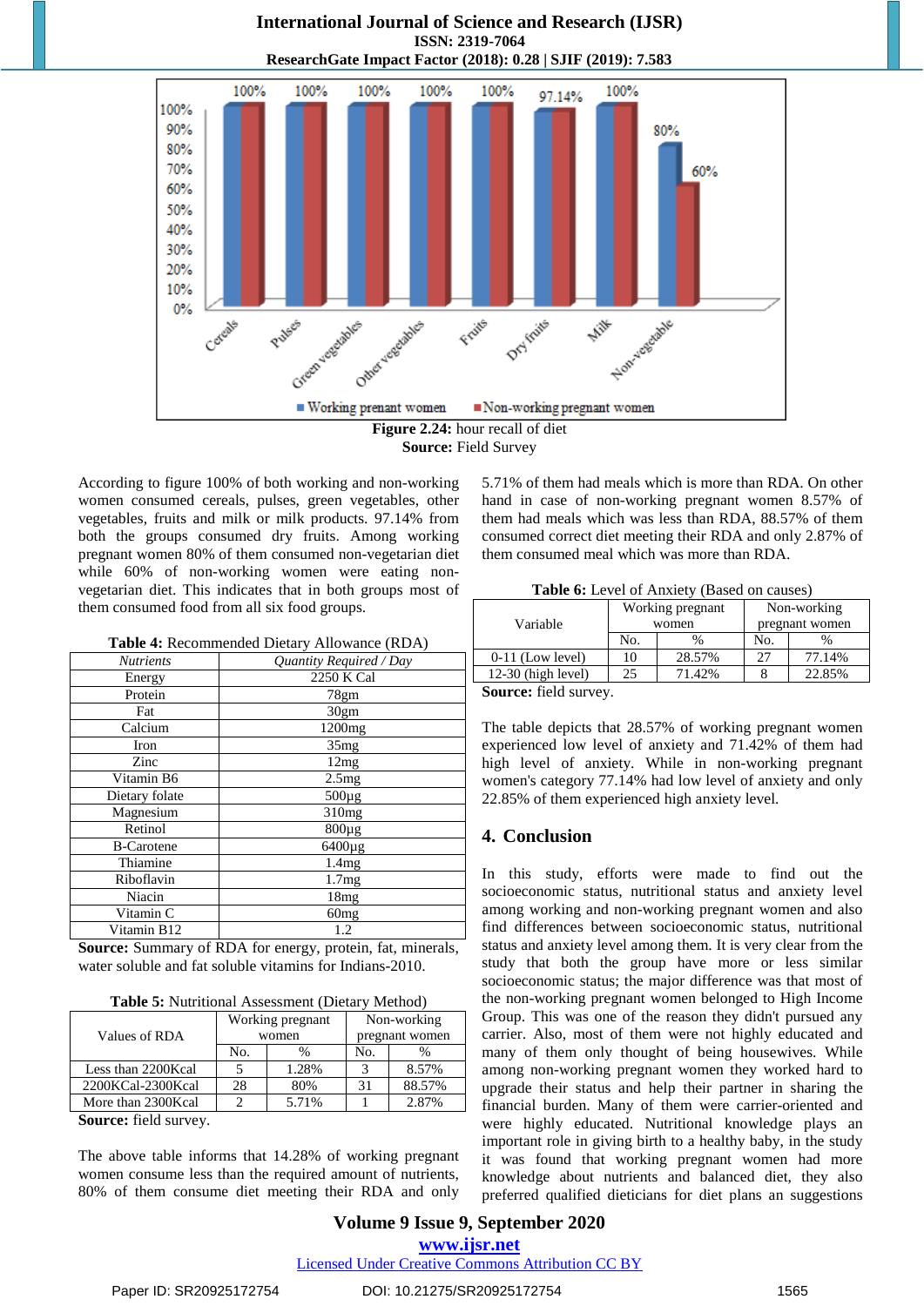Figure 2.24: hour recall of diet
**Source:** Field Survey

According to figure 100% of both working and non-working women consumed cereals, pulses, green vegetables, other vegetables, fruits and milk or milk products. 97.14% from both the groups consumed dry fruits. Among working pregnant women 80% of them consumed non-vegetarian diet while 60% of non-working women were eating non-vegetarian diet. This indicates that in both groups most of them consumed food from all six food groups.

**Table 4:** Recommended Dietary Allowance (RDA)

| *Nutrients* | *Quantity Required / Day* |
|---|---|
| Energy | 2250 K Cal |
| Protein | 78gm |
| Fat | 30gm |
| Calcium | 1200mg |
| Iron | 35mg |
| Zinc | 12mg |
| Vitamin B6 | 2.5mg |
| Dietary folate | 500µg |
| Magnesium | 310mg |
| Retinol | 800µg |
| B-Carotene | 6400µg |
| Thiamine | 1.4mg |
| Riboflavin | 1.7mg |
| Niacin | 18mg |
| Vitamin C | 60mg |
| Vitamin B12 | 1.2 |

**Source:** Summary of RDA for energy, protein, fat, minerals, water soluble and fat soluble vitamins for Indians-2010.

**Table 5:** Nutritional Assessment (Dietary Method)

| Values of RDA | Working pregnant women | | Non-working pregnant women | |
|---|---|---|---|---|
| | No. | % | No. | % |
| Less than 2200Kcal | 5 | 1.28% | 3 | 8.57% |
| 2200KCal-2300Kcal | 28 | 80% | 31 | 88.57% |
| More than 2300Kcal | 2 | 5.71% | 1 | 2.87% |

**Source:** field survey.

The above table informs that 14.28% of working pregnant women consume less than the required amount of nutrients, 80% of them consume diet meeting their RDA and only 5.71% of them had meals which is more than RDA. On other hand in case of non-working pregnant women 8.57% of them had meals which was less than RDA, 88.57% of them consumed correct diet meeting their RDA and only 2.87% of them consumed meal which was more than RDA.

**Table 6:** Level of Anxiety (Based on causes)

| Variable | Working pregnant women | | Non-working pregnant women | |
|---|---|---|---|---|
| | No. | % | No. | % |
| 0-11 (Low level) | 10 | 28.57% | 27 | 77.14% |
| 12-30 (high level) | 25 | 71.42% | 8 | 22.85% |

**Source:** field survey.

The table depicts that 28.57% of working pregnant women experienced low level of anxiety and 71.42% of them had high level of anxiety. While in non-working pregnant women's category 77.14% had low level of anxiety and only 22.85% of them experienced high anxiety level.

## 4. Conclusion

In this study, efforts were made to find out the socioeconomic status, nutritional status and anxiety level among working and non-working pregnant women and also find differences between socioeconomic status, nutritional status and anxiety level among them. It is very clear from the study that both the group have more or less similar socioeconomic status; the major difference was that most of the non-working pregnant women belonged to High Income Group. This was one of the reason they didn't pursued any carrier. Also, most of them were not highly educated and many of them only thought of being housewives. While among non-working pregnant women they worked hard to upgrade their status and help their partner in sharing the financial burden. Many of them were carrier-oriented and were highly educated. Nutritional knowledge plays an important role in giving birth to a healthy baby, in the study it was found that working pregnant women had more knowledge about nutrients and balanced diet, they also preferred qualified dieticians for diet plans an suggestions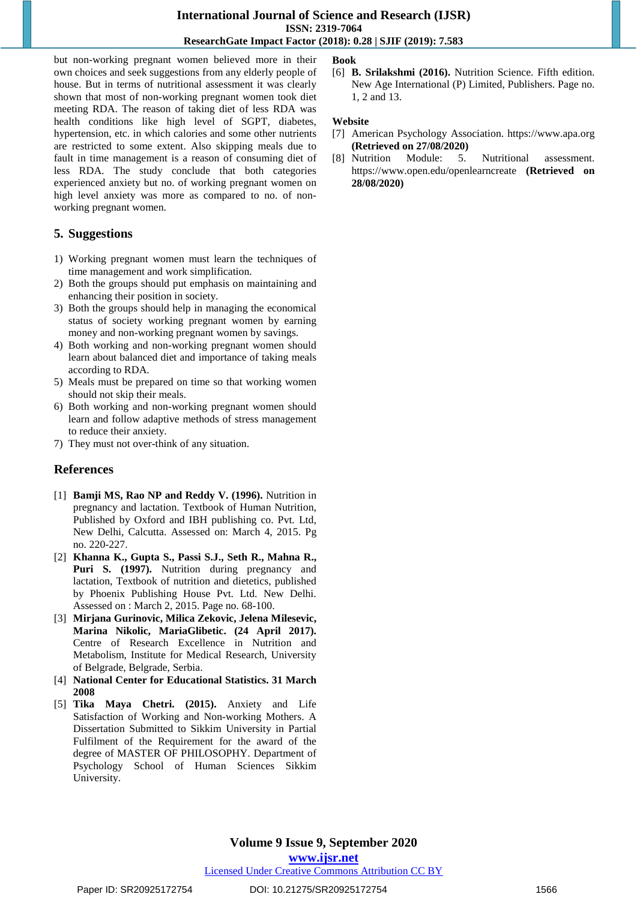but non-working pregnant women believed more in their own choices and seek suggestions from any elderly people of house. But in terms of nutritional assessment it was clearly shown that most of non-working pregnant women took diet meeting RDA. The reason of taking diet of less RDA was health conditions like high level of SGPT, diabetes, hypertension, etc. in which calories and some other nutrients are restricted to some extent. Also skipping meals due to fault in time management is a reason of consuming diet of less RDA. The study conclude that both categories experienced anxiety but no. of working pregnant women on high level anxiety was more as compared to no. of non-working pregnant women.

## 5. Suggestions

1) Working pregnant women must learn the techniques of time management and work simplification.
2) Both the groups should put emphasis on maintaining and enhancing their position in society.
3) Both the groups should help in managing the economical status of society working pregnant women by earning money and non-working pregnant women by savings.
4) Both working and non-working pregnant women should learn about balanced diet and importance of taking meals according to RDA.
5) Meals must be prepared on time so that working women should not skip their meals.
6) Both working and non-working pregnant women should learn and follow adaptive methods of stress management to reduce their anxiety.
7) They must not over-think of any situation.

## References

[1] **Bamji MS, Rao NP and Reddy V. (1996).** Nutrition in pregnancy and lactation. Textbook of Human Nutrition, Published by Oxford and IBH publishing co. Pvt. Ltd, New Delhi, Calcutta. Assessed on: March 4, 2015. Pg no. 220-227.

[2] **Khanna K., Gupta S., Passi S.J., Seth R., Mahna R., Puri S. (1997).** Nutrition during pregnancy and lactation, Textbook of nutrition and dietetics, published by Phoenix Publishing House Pvt. Ltd. New Delhi. Assessed on : March 2, 2015. Page no. 68-100.

[3] **Mirjana Gurinovic, Milica Zekovic, Jelena Milesevic, Marina Nikolic, MariaGlibetic. (24 April 2017).** Centre of Research Excellence in Nutrition and Metabolism, Institute for Medical Research, University of Belgrade, Belgrade, Serbia.

[4] **National Center for Educational Statistics. 31 March 2008**

[5] **Tika Maya Chetri. (2015).** Anxiety and Life Satisfaction of Working and Non-working Mothers. A Dissertation Submitted to Sikkim University in Partial Fulfilment of the Requirement for the award of the degree of MASTER OF PHILOSOPHY. Department of Psychology School of Human Sciences Sikkim University.

**Book**

[6] **B. Srilakshmi (2016).** Nutrition Science. Fifth edition. New Age International (P) Limited, Publishers. Page no. 1, 2 and 13.

**Website**

[7] American Psychology Association. https://www.apa.org **(Retrieved on 27/08/2020)**

[8] Nutrition Module: 5. Nutritional assessment. https://www.open.edu/openlearncreate **(Retrieved on 28/08/2020)**